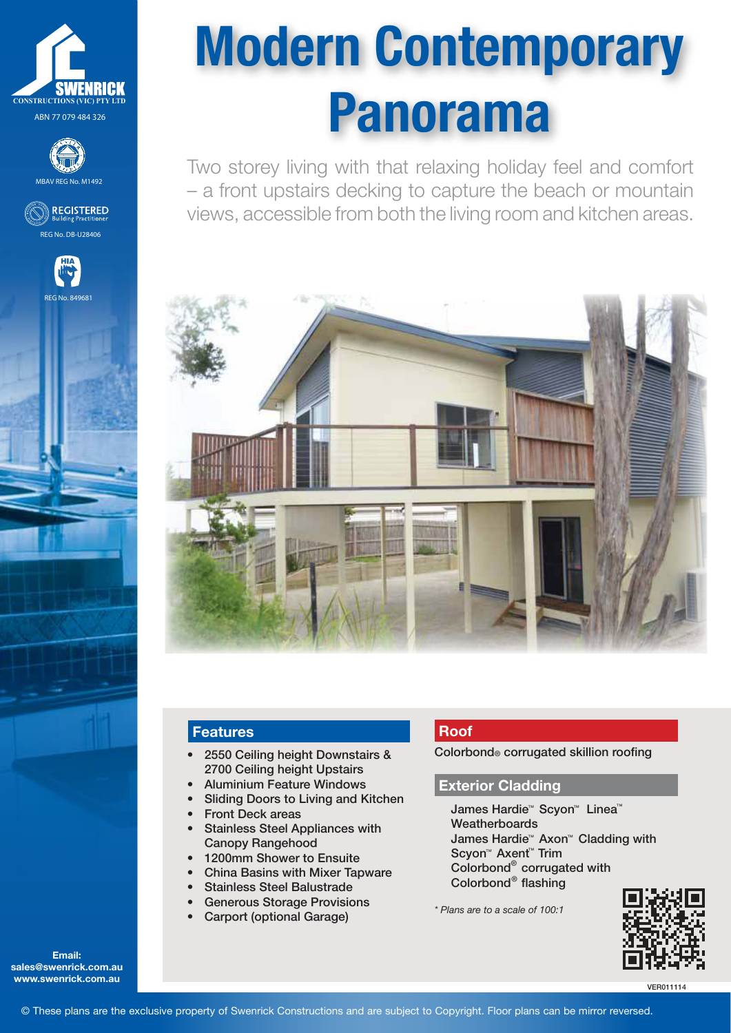SWENRICK CONSTRUCTIONS (VIC) PTY LTD

ABN 77 079 484 326

MBAV REG No. M1492

REGISTERED Building Practitioner

REG No. DB-U28406

HIA

REG No. 849681

# Modern Contemporary Panorama

Two storey living with that relaxing holiday feel and comfort – a front upstairs decking to capture the beach or mountain views, accessible from both the living room and kitchen areas.

## Features

- 2550 Ceiling height Downstairs & 2700 Ceiling height Upstairs
- Aluminium Feature Windows
- Sliding Doors to Living and Kitchen
- Front Deck areas
- Stainless Steel Appliances with Canopy Rangehood
- 1200mm Shower to Ensuite
- China Basins with Mixer Tapware
- Stainless Steel Balustrade
- Generous Storage Provisions
- Carport (optional Garage)

## Roof

Colorbond® corrugated skillion roofing

## Exterior Cladding

James Hardie™ Scyon™ Linea™ Weatherboards
James Hardie™ Axon™ Cladding with Scyon™ Axent™ Trim
Colorbond® corrugated with Colorbond® flashing

*\* Plans are to a scale of 100:1*

VER011114

**Email:**
**sales@swenrick.com.au**
**www.swenrick.com.au**

© These plans are the exclusive property of Swenrick Constructions and are subject to Copyright. Floor plans can be mirror reversed.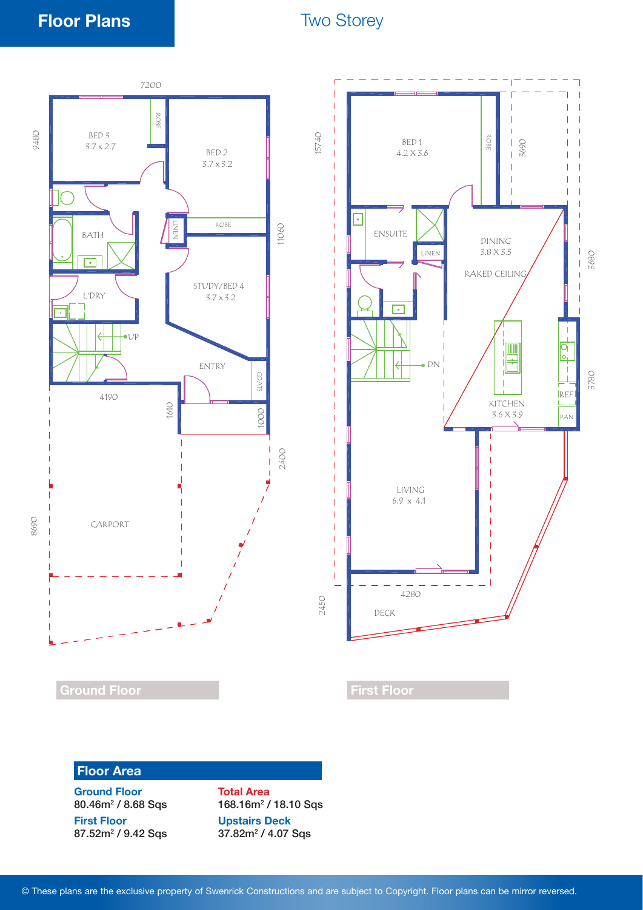# Floor Plans

## Two Storey

7200

9480

BED 3
3.7 x 2.7

ROBE

BED 2
3.7 x 3.2

BATH

LINEN

ROBE

11060

L'DRY

STUDY/BED 4
3.7 x 3.2

UP

ENTRY

COATS

4190

1610

1000

2400

8690

CARPORT

15740

BED 1
4.2 X 3.6

ROBE

3690

ENSUITE

LINEN

DINING
3.8 X 3.5

RAKED CEILING

3680

DN

KITCHEN
3.6 X 3.9

REF

PAN

3780

LIVING
6.9 x 4.1

4280

2450

DECK

Ground Floor

First Floor

## Floor Area

**Ground Floor**
80.46m² / 8.68 Sqs

**First Floor**
87.52m² / 9.42 Sqs

**Total Area**
168.16m² / 18.10 Sqs

**Upstairs Deck**
37.82m² / 4.07 Sqs

© These plans are the exclusive property of Swenrick Constructions and are subject to Copyright. Floor plans can be mirror reversed.